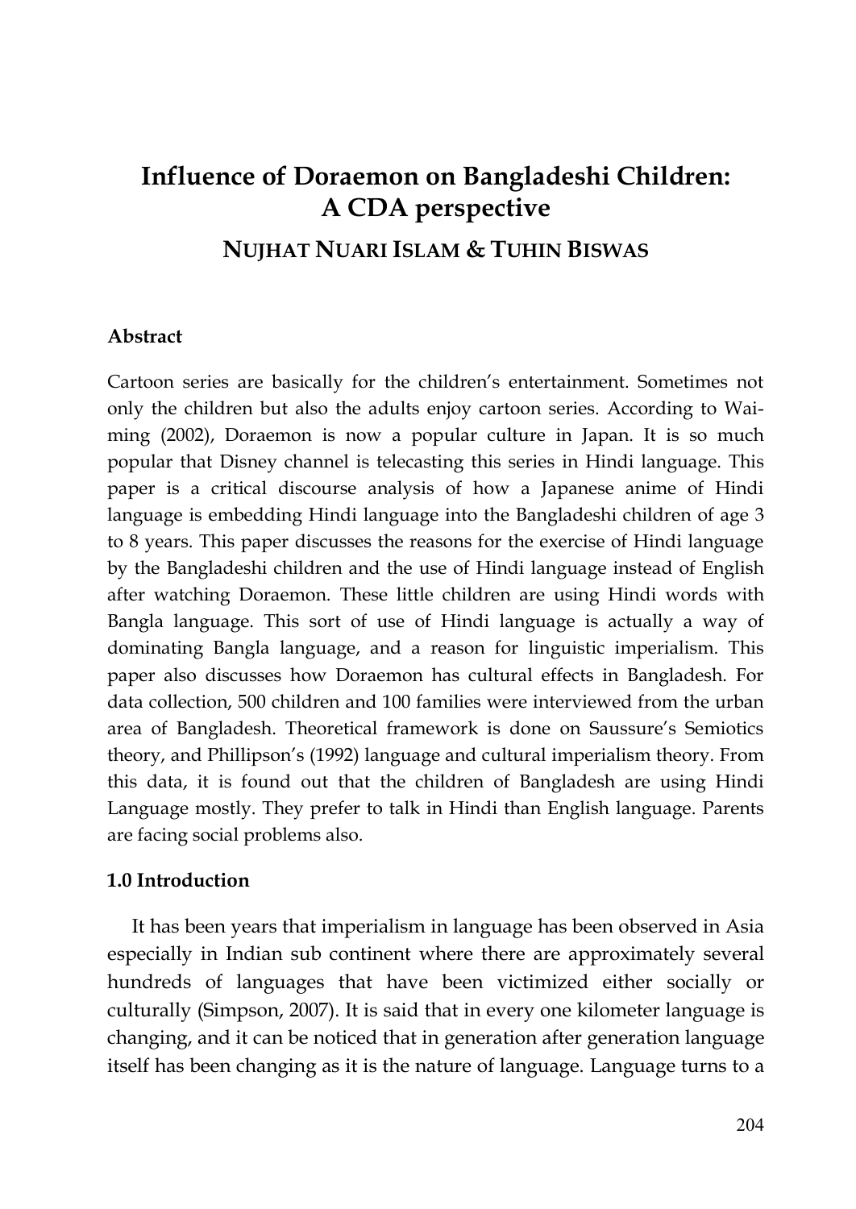# Influence of Doraemon on Bangladeshi Children: A CDA perspective

## NUJHAT NUARI ISLAM & TUHIN BISWAS

### Abstract

Cartoon series are basically for the children's entertainment. Sometimes not only the children but also the adults enjoy cartoon series. According to Wai-ming (2002), Doraemon is now a popular culture in Japan. It is so much popular that Disney channel is telecasting this series in Hindi language. This paper is a critical discourse analysis of how a Japanese anime of Hindi language is embedding Hindi language into the Bangladeshi children of age 3 to 8 years. This paper discusses the reasons for the exercise of Hindi language by the Bangladeshi children and the use of Hindi language instead of English after watching Doraemon. These little children are using Hindi words with Bangla language. This sort of use of Hindi language is actually a way of dominating Bangla language, and a reason for linguistic imperialism. This paper also discusses how Doraemon has cultural effects in Bangladesh. For data collection, 500 children and 100 families were interviewed from the urban area of Bangladesh. Theoretical framework is done on Saussure's Semiotics theory, and Phillipson's (1992) language and cultural imperialism theory. From this data, it is found out that the children of Bangladesh are using Hindi Language mostly. They prefer to talk in Hindi than English language. Parents are facing social problems also.

### 1.0 Introduction

It has been years that imperialism in language has been observed in Asia especially in Indian sub continent where there are approximately several hundreds of languages that have been victimized either socially or culturally (Simpson, 2007). It is said that in every one kilometer language is changing, and it can be noticed that in generation after generation language itself has been changing as it is the nature of language. Language turns to a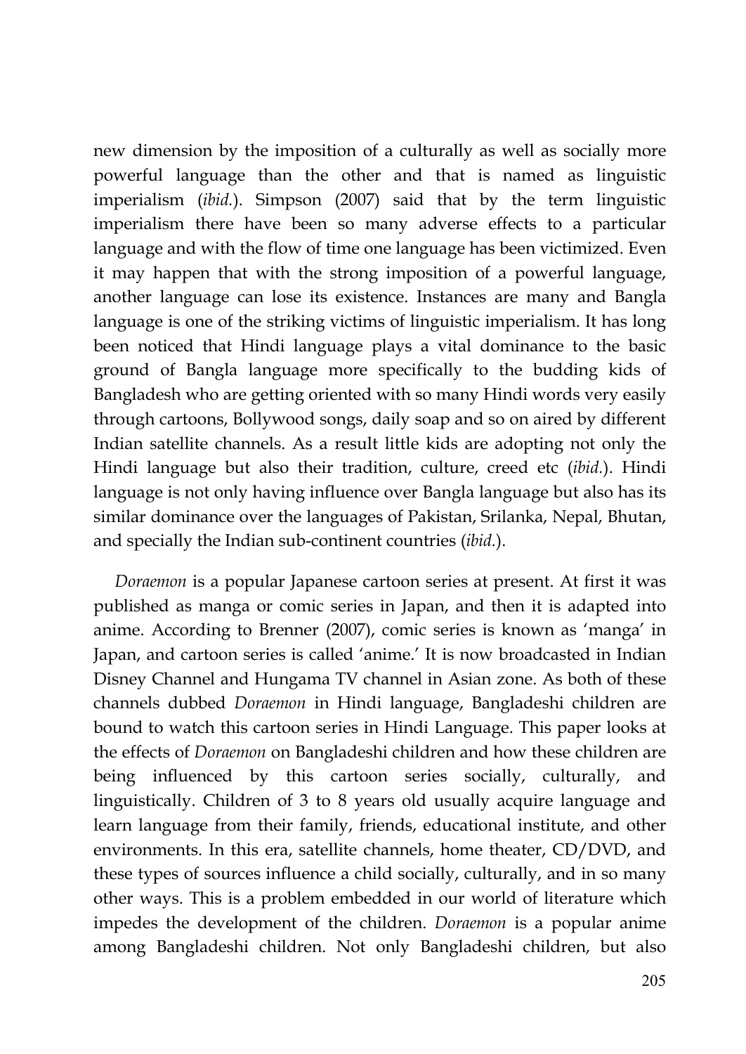new dimension by the imposition of a culturally as well as socially more powerful language than the other and that is named as linguistic imperialism (*ibid.*). Simpson (2007) said that by the term linguistic imperialism there have been so many adverse effects to a particular language and with the flow of time one language has been victimized. Even it may happen that with the strong imposition of a powerful language, another language can lose its existence. Instances are many and Bangla language is one of the striking victims of linguistic imperialism. It has long been noticed that Hindi language plays a vital dominance to the basic ground of Bangla language more specifically to the budding kids of Bangladesh who are getting oriented with so many Hindi words very easily through cartoons, Bollywood songs, daily soap and so on aired by different Indian satellite channels. As a result little kids are adopting not only the Hindi language but also their tradition, culture, creed etc (*ibid.*). Hindi language is not only having influence over Bangla language but also has its similar dominance over the languages of Pakistan, Srilanka, Nepal, Bhutan, and specially the Indian sub-continent countries (*ibid.*).

*Doraemon* is a popular Japanese cartoon series at present. At first it was published as manga or comic series in Japan, and then it is adapted into anime. According to Brenner (2007), comic series is known as 'manga' in Japan, and cartoon series is called 'anime.' It is now broadcasted in Indian Disney Channel and Hungama TV channel in Asian zone. As both of these channels dubbed *Doraemon* in Hindi language, Bangladeshi children are bound to watch this cartoon series in Hindi Language. This paper looks at the effects of *Doraemon* on Bangladeshi children and how these children are being influenced by this cartoon series socially, culturally, and linguistically. Children of 3 to 8 years old usually acquire language and learn language from their family, friends, educational institute, and other environments. In this era, satellite channels, home theater, CD/DVD, and these types of sources influence a child socially, culturally, and in so many other ways. This is a problem embedded in our world of literature which impedes the development of the children. *Doraemon* is a popular anime among Bangladeshi children. Not only Bangladeshi children, but also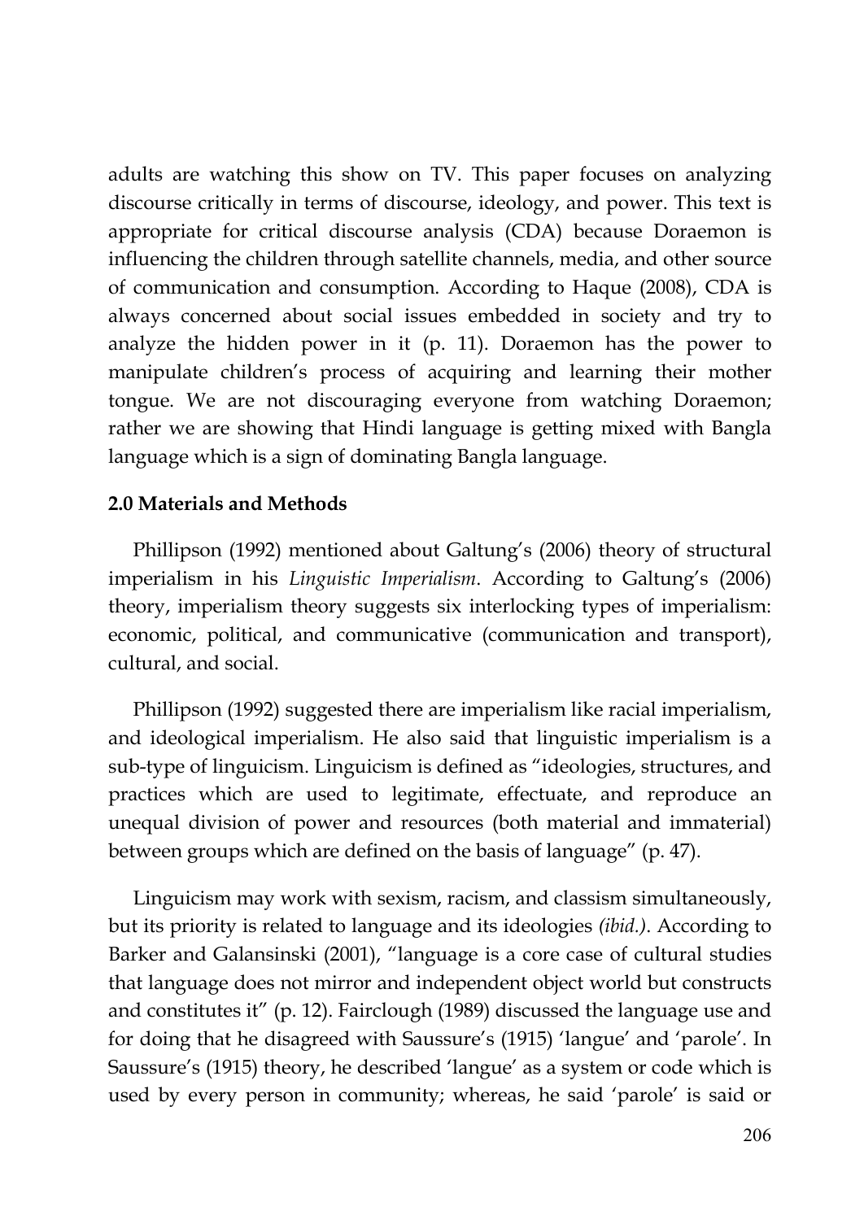adults are watching this show on TV. This paper focuses on analyzing discourse critically in terms of discourse, ideology, and power. This text is appropriate for critical discourse analysis (CDA) because Doraemon is influencing the children through satellite channels, media, and other source of communication and consumption. According to Haque (2008), CDA is always concerned about social issues embedded in society and try to analyze the hidden power in it (p. 11). Doraemon has the power to manipulate children's process of acquiring and learning their mother tongue. We are not discouraging everyone from watching Doraemon; rather we are showing that Hindi language is getting mixed with Bangla language which is a sign of dominating Bangla language.

## 2.0 Materials and Methods

Phillipson (1992) mentioned about Galtung's (2006) theory of structural imperialism in his *Linguistic Imperialism*. According to Galtung's (2006) theory, imperialism theory suggests six interlocking types of imperialism: economic, political, and communicative (communication and transport), cultural, and social.

Phillipson (1992) suggested there are imperialism like racial imperialism, and ideological imperialism. He also said that linguistic imperialism is a sub-type of linguicism. Linguicism is defined as "ideologies, structures, and practices which are used to legitimate, effectuate, and reproduce an unequal division of power and resources (both material and immaterial) between groups which are defined on the basis of language" (p. 47).

Linguicism may work with sexism, racism, and classism simultaneously, but its priority is related to language and its ideologies *(ibid.)*. According to Barker and Galansinski (2001), "language is a core case of cultural studies that language does not mirror and independent object world but constructs and constitutes it" (p. 12). Fairclough (1989) discussed the language use and for doing that he disagreed with Saussure's (1915) 'langue' and 'parole'. In Saussure's (1915) theory, he described 'langue' as a system or code which is used by every person in community; whereas, he said 'parole' is said or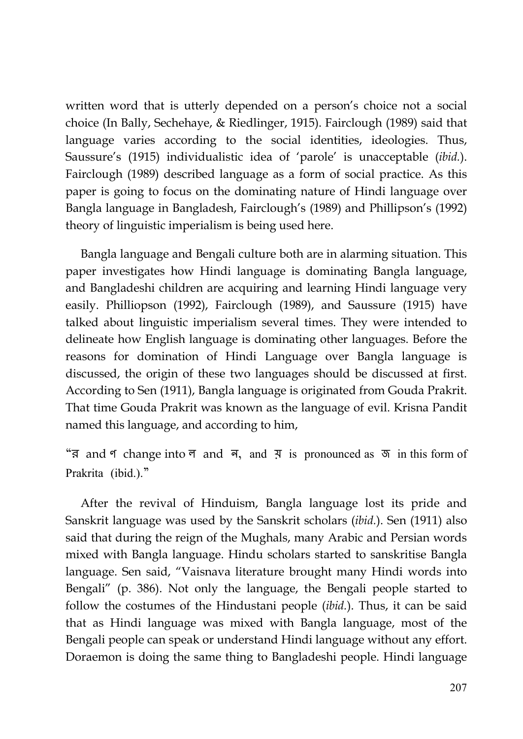written word that is utterly depended on a person's choice not a social choice (In Bally, Sechehaye, & Riedlinger, 1915). Fairclough (1989) said that language varies according to the social identities, ideologies. Thus, Saussure's (1915) individualistic idea of 'parole' is unacceptable (*ibid.*). Fairclough (1989) described language as a form of social practice. As this paper is going to focus on the dominating nature of Hindi language over Bangla language in Bangladesh, Fairclough's (1989) and Phillipson's (1992) theory of linguistic imperialism is being used here.

Bangla language and Bengali culture both are in alarming situation. This paper investigates how Hindi language is dominating Bangla language, and Bangladeshi children are acquiring and learning Hindi language very easily. Philliopson (1992), Fairclough (1989), and Saussure (1915) have talked about linguistic imperialism several times. They were intended to delineate how English language is dominating other languages. Before the reasons for domination of Hindi Language over Bangla language is discussed, the origin of these two languages should be discussed at first. According to Sen (1911), Bangla language is originated from Gouda Prakrit. That time Gouda Prakrit was known as the language of evil. Krisna Pandit named this language, and according to him,

"র and ণ change into ল and ন, and য় is pronounced as জ in this form of Prakrita (ibid.)."

After the revival of Hinduism, Bangla language lost its pride and Sanskrit language was used by the Sanskrit scholars (*ibid.*). Sen (1911) also said that during the reign of the Mughals, many Arabic and Persian words mixed with Bangla language. Hindu scholars started to sanskritise Bangla language. Sen said, "Vaisnava literature brought many Hindi words into Bengali" (p. 386). Not only the language, the Bengali people started to follow the costumes of the Hindustani people (*ibid.*). Thus, it can be said that as Hindi language was mixed with Bangla language, most of the Bengali people can speak or understand Hindi language without any effort. Doraemon is doing the same thing to Bangladeshi people. Hindi language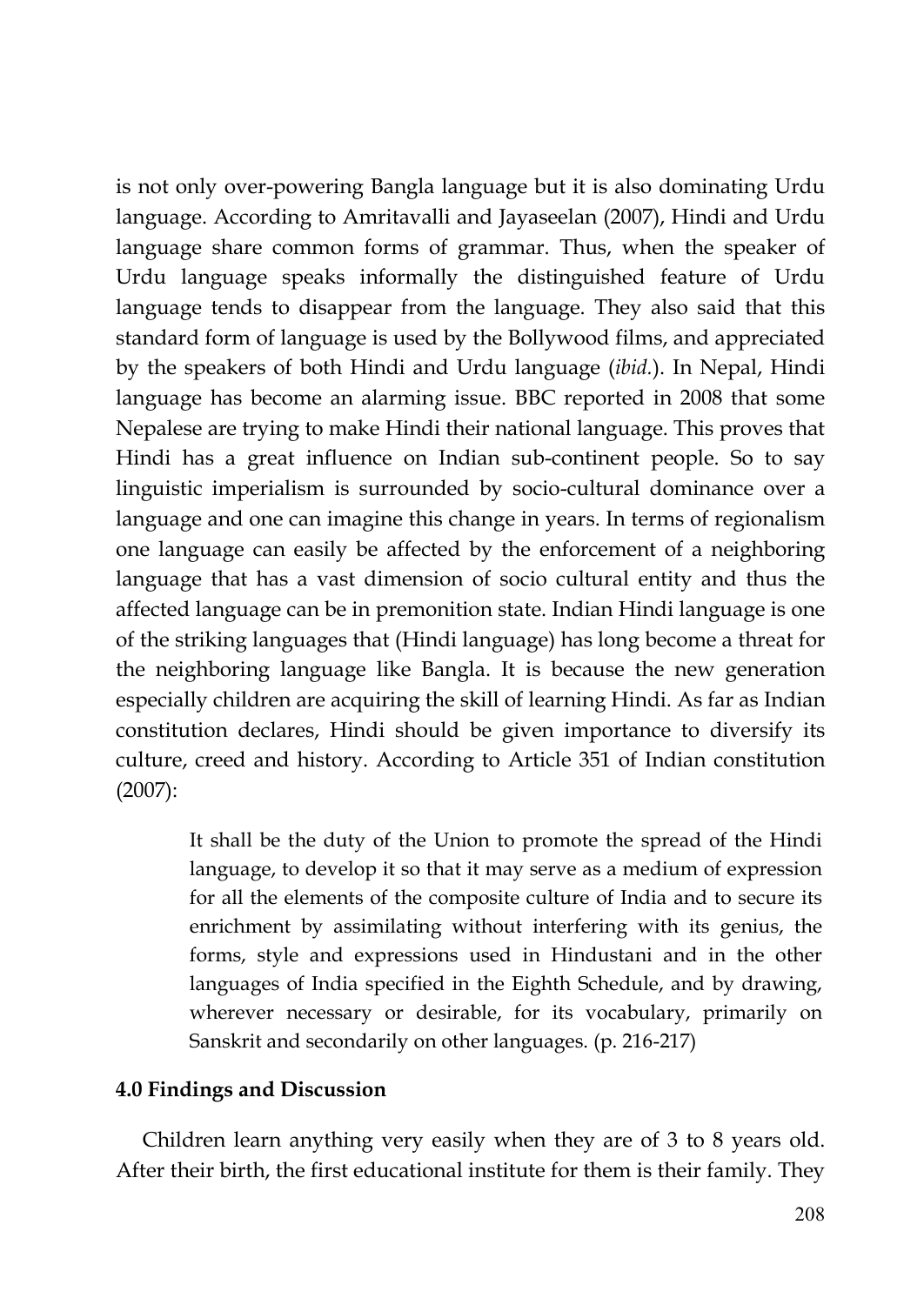is not only over-powering Bangla language but it is also dominating Urdu language. According to Amritavalli and Jayaseelan (2007), Hindi and Urdu language share common forms of grammar. Thus, when the speaker of Urdu language speaks informally the distinguished feature of Urdu language tends to disappear from the language. They also said that this standard form of language is used by the Bollywood films, and appreciated by the speakers of both Hindi and Urdu language (*ibid.*). In Nepal, Hindi language has become an alarming issue. BBC reported in 2008 that some Nepalese are trying to make Hindi their national language. This proves that Hindi has a great influence on Indian sub-continent people. So to say linguistic imperialism is surrounded by socio-cultural dominance over a language and one can imagine this change in years. In terms of regionalism one language can easily be affected by the enforcement of a neighboring language that has a vast dimension of socio cultural entity and thus the affected language can be in premonition state. Indian Hindi language is one of the striking languages that (Hindi language) has long become a threat for the neighboring language like Bangla. It is because the new generation especially children are acquiring the skill of learning Hindi. As far as Indian constitution declares, Hindi should be given importance to diversify its culture, creed and history. According to Article 351 of Indian constitution (2007):

> It shall be the duty of the Union to promote the spread of the Hindi language, to develop it so that it may serve as a medium of expression for all the elements of the composite culture of India and to secure its enrichment by assimilating without interfering with its genius, the forms, style and expressions used in Hindustani and in the other languages of India specified in the Eighth Schedule, and by drawing, wherever necessary or desirable, for its vocabulary, primarily on Sanskrit and secondarily on other languages. (p. 216-217)

**4.0 Findings and Discussion**

Children learn anything very easily when they are of 3 to 8 years old. After their birth, the first educational institute for them is their family. They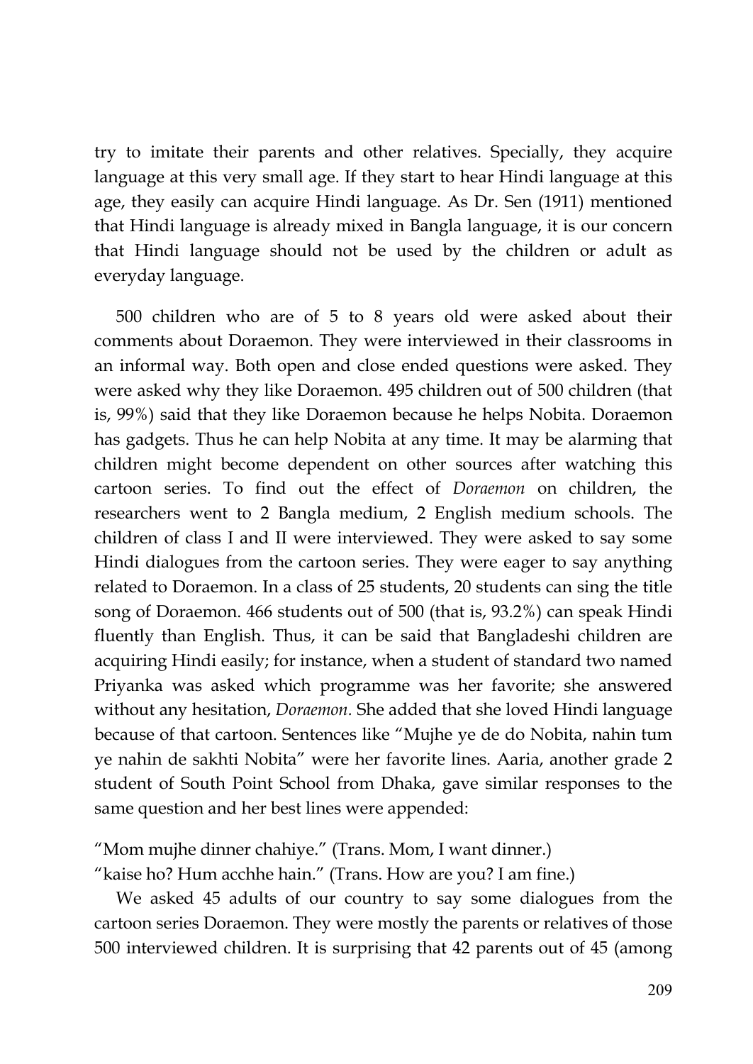try to imitate their parents and other relatives. Specially, they acquire language at this very small age. If they start to hear Hindi language at this age, they easily can acquire Hindi language. As Dr. Sen (1911) mentioned that Hindi language is already mixed in Bangla language, it is our concern that Hindi language should not be used by the children or adult as everyday language.

500 children who are of 5 to 8 years old were asked about their comments about Doraemon. They were interviewed in their classrooms in an informal way. Both open and close ended questions were asked. They were asked why they like Doraemon. 495 children out of 500 children (that is, 99%) said that they like Doraemon because he helps Nobita. Doraemon has gadgets. Thus he can help Nobita at any time. It may be alarming that children might become dependent on other sources after watching this cartoon series. To find out the effect of *Doraemon* on children, the researchers went to 2 Bangla medium, 2 English medium schools. The children of class I and II were interviewed. They were asked to say some Hindi dialogues from the cartoon series. They were eager to say anything related to Doraemon. In a class of 25 students, 20 students can sing the title song of Doraemon. 466 students out of 500 (that is, 93.2%) can speak Hindi fluently than English. Thus, it can be said that Bangladeshi children are acquiring Hindi easily; for instance, when a student of standard two named Priyanka was asked which programme was her favorite; she answered without any hesitation, *Doraemon*. She added that she loved Hindi language because of that cartoon. Sentences like "Mujhe ye de do Nobita, nahin tum ye nahin de sakhti Nobita" were her favorite lines. Aaria, another grade 2 student of South Point School from Dhaka, gave similar responses to the same question and her best lines were appended:

"Mom mujhe dinner chahiye." (Trans. Mom, I want dinner.)
"kaise ho? Hum acchhe hain." (Trans. How are you? I am fine.)

We asked 45 adults of our country to say some dialogues from the cartoon series Doraemon. They were mostly the parents or relatives of those 500 interviewed children. It is surprising that 42 parents out of 45 (among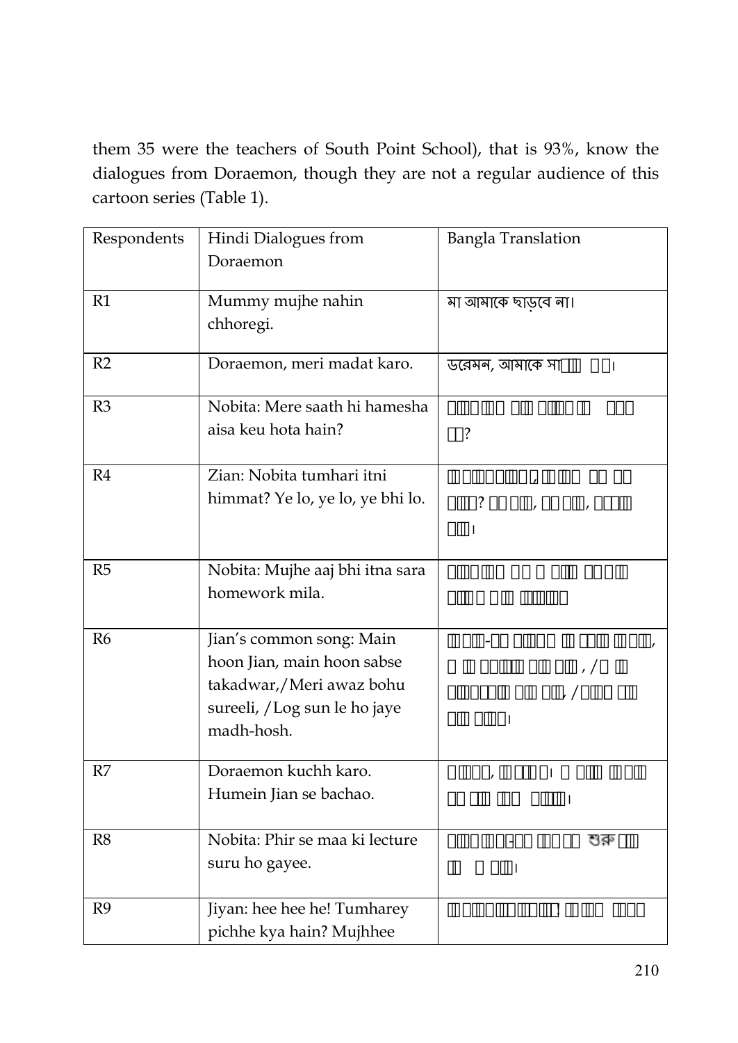them 35 were the teachers of South Point School), that is 93%, know the dialogues from Doraemon, though they are not a regular audience of this cartoon series (Table 1).

| Respondents | Hindi Dialogues from Doraemon | Bangla Translation |
|---|---|---|
| R1 | Mummy mujhe nahin chhoregi. | মা আমাকে ছাড়বে না। |
| R2 | Doraemon, meri madat karo. | ডরেমন, আমাকে সা□□ □□। |
| R3 | Nobita: Mere saath hi hamesha aisa keu hota hain? | □□□□□ □□ □□□□□ □□□ □□? |
| R4 | Zian: Nobita tumhari itni himmat? Ye lo, ye lo, ye bhi lo. | □□□□□□□□, □□□□ □□ □□ □□□? □□ □□, □□ □□, □□□□ □□। |
| R5 | Nobita: Mujhe aaj bhi itna sara homework mila. | □□□□□ □□ □ □□□ □□□□ □□□□ □□ □□□□ |
| R6 | Jian's common song: Main hoon Jian, main hoon sabse takadwar,/Meri awaz bohu sureeli, /Log sun le ho jaye madh-hosh. | □□□-□□ □□□□ □□ □□□ □□□, □ □□ □□□□□ □□□ □□, /□ □□ □□□□□□ □□□ □□, /□□□ □□ □□□ □□□। |
| R7 | Doraemon kuchh karo. Humein Jian se bachao. | □□□□, □□□□। □ □□□ □□□ □□ □□ □□□ □□□□। |
| R8 | Nobita: Phir se maa ki lecture suru ho gayee. | □□□□□-□□ □□□□ শুরু □□ □□ □ □□। |
| R9 | Jiyan: hee hee he! Tumharey pichhe kya hain? Mujhhee | □□□□□□□□□! □□□□ □□□□ |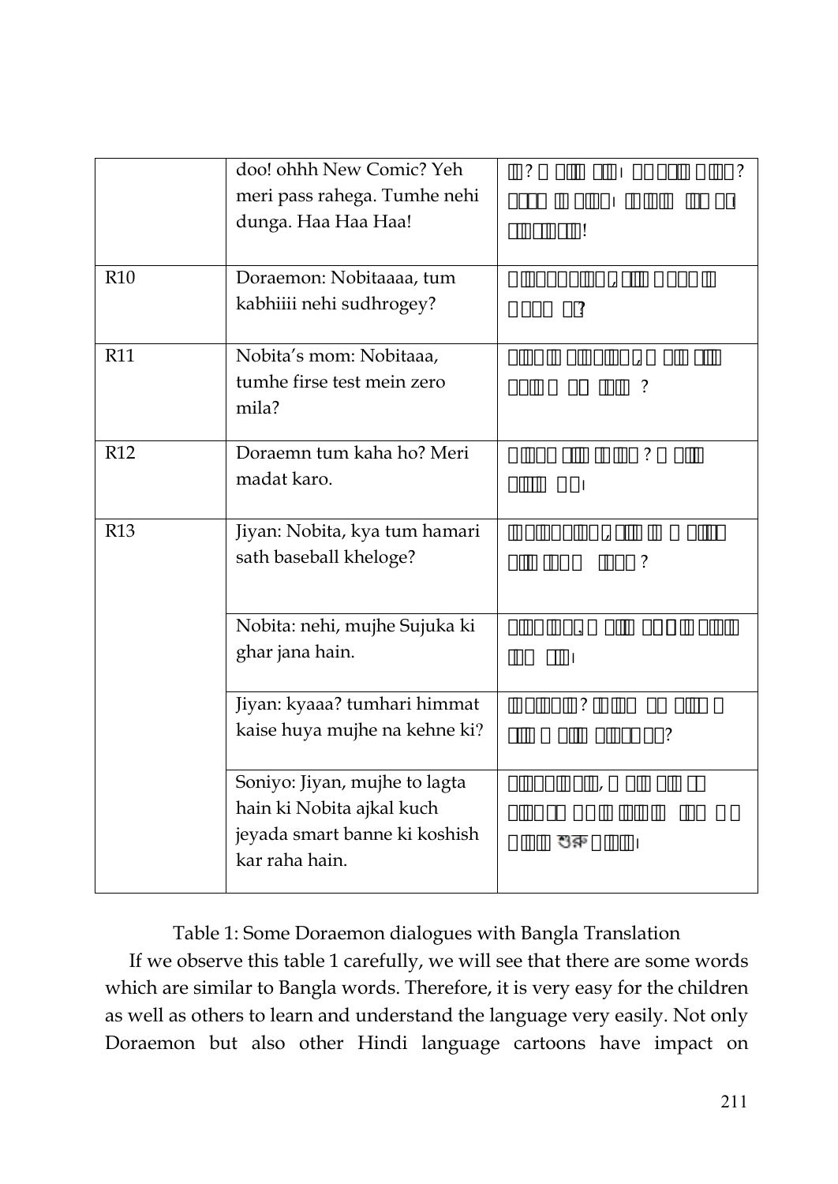| | | |
|---|---|---|
| | doo! ohhh New Comic? Yeh meri pass rahega. Tumhe nehi dunga. Haa Haa Haa! | □? □ □□□ □□। □□ □□□□ □□□? □□□□ □□ □□□□। □□□□ □□□ □□! □□ □□ □□! |
| R10 | Doraemon: Nobitaaaa, tum kabhiiii nehi sudhrogey? | □□□□□□□□□, □□□ □□□□□ □□□□ □□? |
| R11 | Nobita's mom: Nobitaaa, tumhe firse test mein zero mila? | □□□□□ □□□□□□□, □ □□ □□□ □□□□ □ □□ □□□ ? |
| R12 | Doraemn tum kaha ho? Meri madat karo. | □□□□ □□□ □□□□? □ □□□ □□□□ □□। |
| R13 | Jiyan: Nobita, kya tum hamari sath baseball kheloge? | □□□□□□□□, □□□ □□ □ □□□□ □□□ □□□□ □□□□? |
| | Nobita: nehi, mujhe Sujuka ki ghar jana hain. | □□□□□□, □ □□□ □□□□ □□□□ □□□ □□। |
| | Jiyan: kyaaa? tumhari himmat kaise huya mujhe na kehne ki? | □□□□□□? □□□□ □□ □□□□ □ □□□ □ □□□ □□□□□□? |
| | Soniyo: Jiyan, mujhe to lagta hain ki Nobita ajkal kuch jeyada smart banne ki koshish kar raha hain. | □□□□□□ □□□, □ □□□ □□□ □□ □□□□□ □□□□ □□□□ □□□ □□ □□□□ শুরু □□□□। |

Table 1: Some Doraemon dialogues with Bangla Translation

If we observe this table 1 carefully, we will see that there are some words which are similar to Bangla words. Therefore, it is very easy for the children as well as others to learn and understand the language very easily. Not only Doraemon but also other Hindi language cartoons have impact on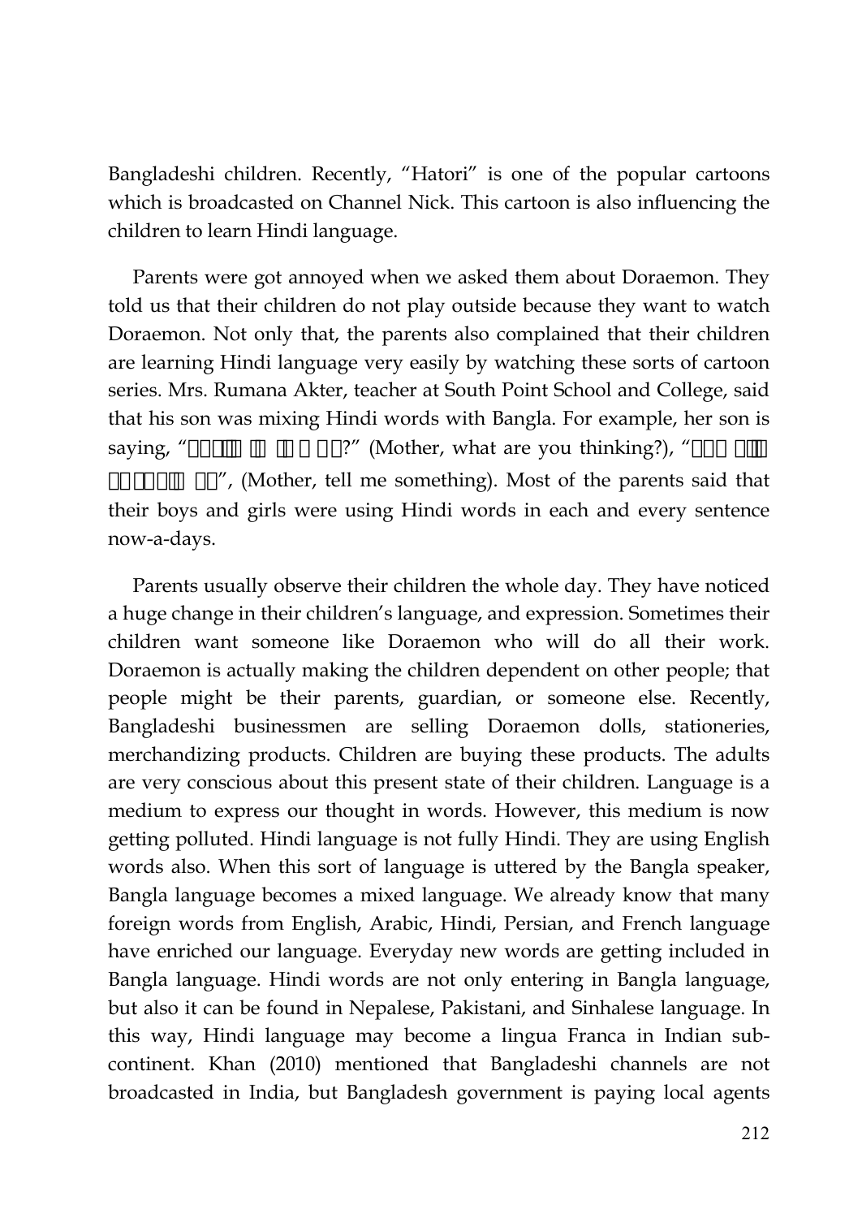Bangladeshi children. Recently, "Hatori" is one of the popular cartoons which is broadcasted on Channel Nick. This cartoon is also influencing the children to learn Hindi language.

Parents were got annoyed when we asked them about Doraemon. They told us that their children do not play outside because they want to watch Doraemon. Not only that, the parents also complained that their children are learning Hindi language very easily by watching these sorts of cartoon series. Mrs. Rumana Akter, teacher at South Point School and College, said that his son was mixing Hindi words with Bangla. For example, her son is saying, "□□□□ □□ □□ □ □□?" (Mother, what are you thinking?), "□□□ □□□ □□□□□ □□", (Mother, tell me something). Most of the parents said that their boys and girls were using Hindi words in each and every sentence now-a-days.

Parents usually observe their children the whole day. They have noticed a huge change in their children's language, and expression. Sometimes their children want someone like Doraemon who will do all their work. Doraemon is actually making the children dependent on other people; that people might be their parents, guardian, or someone else. Recently, Bangladeshi businessmen are selling Doraemon dolls, stationeries, merchandizing products. Children are buying these products. The adults are very conscious about this present state of their children. Language is a medium to express our thought in words. However, this medium is now getting polluted. Hindi language is not fully Hindi. They are using English words also. When this sort of language is uttered by the Bangla speaker, Bangla language becomes a mixed language. We already know that many foreign words from English, Arabic, Hindi, Persian, and French language have enriched our language. Everyday new words are getting included in Bangla language. Hindi words are not only entering in Bangla language, but also it can be found in Nepalese, Pakistani, and Sinhalese language. In this way, Hindi language may become a lingua Franca in Indian sub-continent. Khan (2010) mentioned that Bangladeshi channels are not broadcasted in India, but Bangladesh government is paying local agents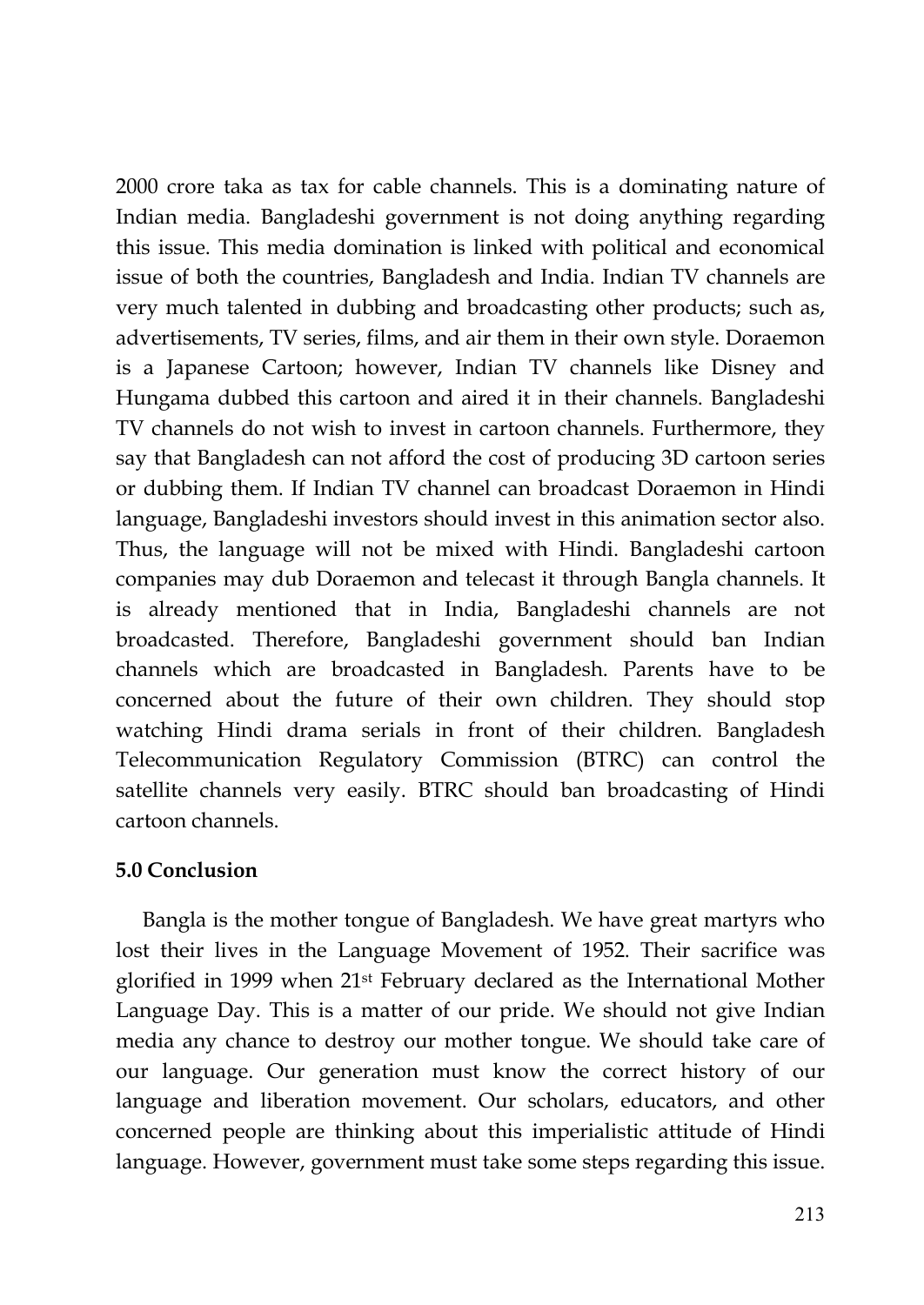2000 crore taka as tax for cable channels. This is a dominating nature of Indian media. Bangladeshi government is not doing anything regarding this issue. This media domination is linked with political and economical issue of both the countries, Bangladesh and India. Indian TV channels are very much talented in dubbing and broadcasting other products; such as, advertisements, TV series, films, and air them in their own style. Doraemon is a Japanese Cartoon; however, Indian TV channels like Disney and Hungama dubbed this cartoon and aired it in their channels. Bangladeshi TV channels do not wish to invest in cartoon channels. Furthermore, they say that Bangladesh can not afford the cost of producing 3D cartoon series or dubbing them. If Indian TV channel can broadcast Doraemon in Hindi language, Bangladeshi investors should invest in this animation sector also. Thus, the language will not be mixed with Hindi. Bangladeshi cartoon companies may dub Doraemon and telecast it through Bangla channels. It is already mentioned that in India, Bangladeshi channels are not broadcasted. Therefore, Bangladeshi government should ban Indian channels which are broadcasted in Bangladesh. Parents have to be concerned about the future of their own children. They should stop watching Hindi drama serials in front of their children. Bangladesh Telecommunication Regulatory Commission (BTRC) can control the satellite channels very easily. BTRC should ban broadcasting of Hindi cartoon channels.

**5.0 Conclusion**

Bangla is the mother tongue of Bangladesh. We have great martyrs who lost their lives in the Language Movement of 1952. Their sacrifice was glorified in 1999 when 21st February declared as the International Mother Language Day. This is a matter of our pride. We should not give Indian media any chance to destroy our mother tongue. We should take care of our language. Our generation must know the correct history of our language and liberation movement. Our scholars, educators, and other concerned people are thinking about this imperialistic attitude of Hindi language. However, government must take some steps regarding this issue.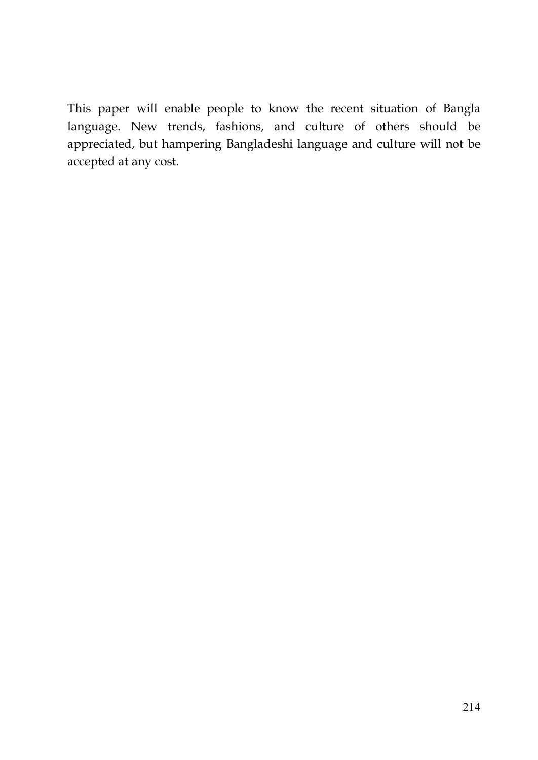This paper will enable people to know the recent situation of Bangla language. New trends, fashions, and culture of others should be appreciated, but hampering Bangladeshi language and culture will not be accepted at any cost.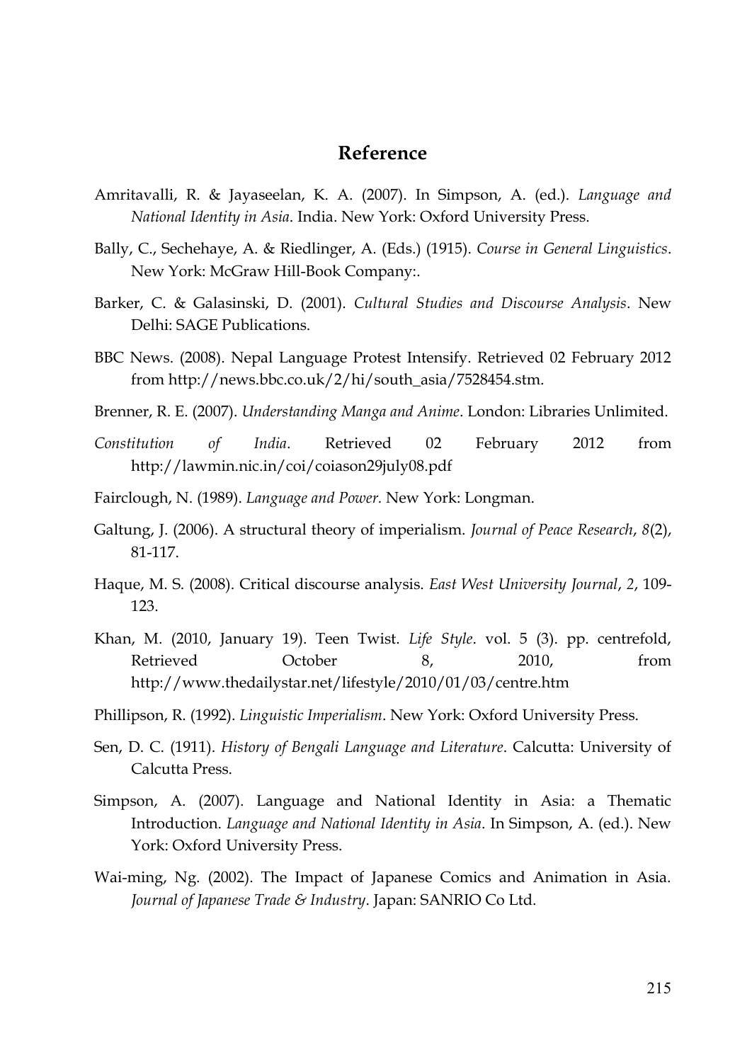## Reference

Amritavalli, R. & Jayaseelan, K. A. (2007). In Simpson, A. (ed.). *Language and National Identity in Asia*. India. New York: Oxford University Press.

Bally, C., Sechehaye, A. & Riedlinger, A. (Eds.) (1915). *Course in General Linguistics*. New York: McGraw Hill-Book Company:.

Barker, C. & Galasinski, D. (2001). *Cultural Studies and Discourse Analysis*. New Delhi: SAGE Publications.

BBC News. (2008). Nepal Language Protest Intensify. Retrieved 02 February 2012 from http://news.bbc.co.uk/2/hi/south_asia/7528454.stm.

Brenner, R. E. (2007). *Understanding Manga and Anime*. London: Libraries Unlimited.

*Constitution of India*. Retrieved 02 February 2012 from http://lawmin.nic.in/coi/coiason29july08.pdf

Fairclough, N. (1989). *Language and Power*. New York: Longman.

Galtung, J. (2006). A structural theory of imperialism. *Journal of Peace Research*, *8*(2), 81-117.

Haque, M. S. (2008). Critical discourse analysis. *East West University Journal*, *2*, 109-123.

Khan, M. (2010, January 19). Teen Twist. *Life Style*. vol. 5 (3). pp. centrefold, Retrieved October 8, 2010, from http://www.thedailystar.net/lifestyle/2010/01/03/centre.htm

Phillipson, R. (1992). *Linguistic Imperialism*. New York: Oxford University Press.

Sen, D. C. (1911). *History of Bengali Language and Literature*. Calcutta: University of Calcutta Press.

Simpson, A. (2007). Language and National Identity in Asia: a Thematic Introduction. *Language and National Identity in Asia*. In Simpson, A. (ed.). New York: Oxford University Press.

Wai-ming, Ng. (2002). The Impact of Japanese Comics and Animation in Asia. *Journal of Japanese Trade & Industry*. Japan: SANRIO Co Ltd.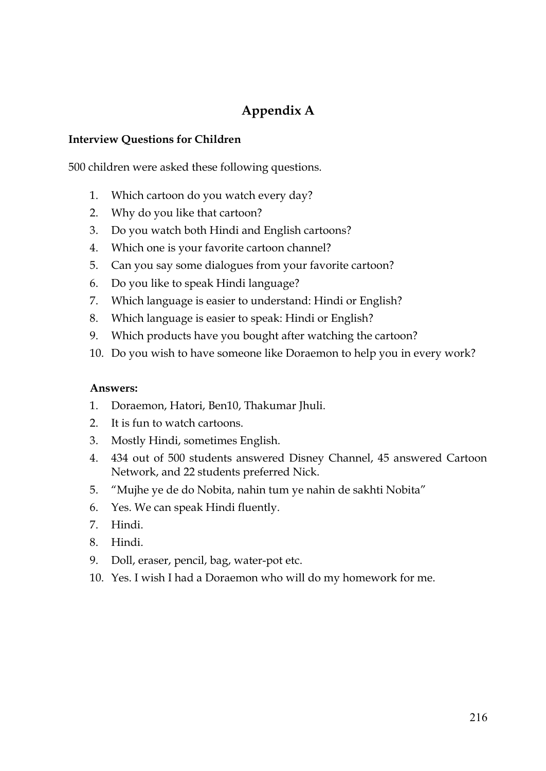# Appendix A

**Interview Questions for Children**

500 children were asked these following questions.

1. Which cartoon do you watch every day?
2. Why do you like that cartoon?
3. Do you watch both Hindi and English cartoons?
4. Which one is your favorite cartoon channel?
5. Can you say some dialogues from your favorite cartoon?
6. Do you like to speak Hindi language?
7. Which language is easier to understand: Hindi or English?
8. Which language is easier to speak: Hindi or English?
9. Which products have you bought after watching the cartoon?
10. Do you wish to have someone like Doraemon to help you in every work?

**Answers:**

1. Doraemon, Hatori, Ben10, Thakumar Jhuli.
2. It is fun to watch cartoons.
3. Mostly Hindi, sometimes English.
4. 434 out of 500 students answered Disney Channel, 45 answered Cartoon Network, and 22 students preferred Nick.
5. "Mujhe ye de do Nobita, nahin tum ye nahin de sakhti Nobita"
6. Yes. We can speak Hindi fluently.
7. Hindi.
8. Hindi.
9. Doll, eraser, pencil, bag, water-pot etc.
10. Yes. I wish I had a Doraemon who will do my homework for me.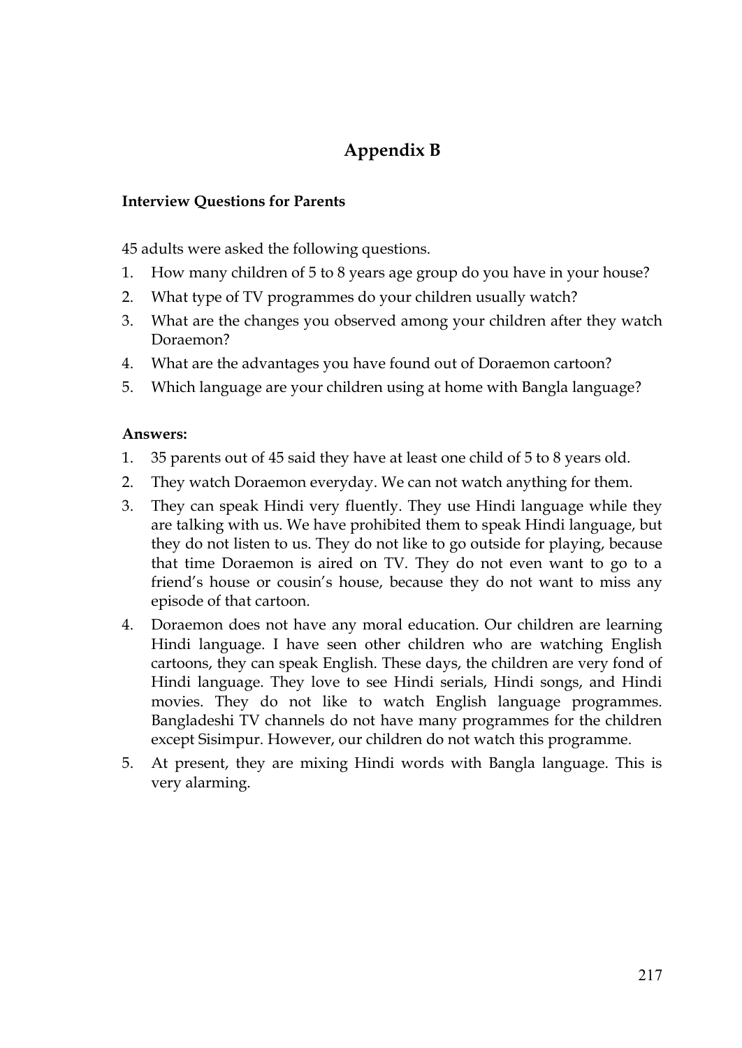# Appendix B

**Interview Questions for Parents**

45 adults were asked the following questions.

1. How many children of 5 to 8 years age group do you have in your house?
2. What type of TV programmes do your children usually watch?
3. What are the changes you observed among your children after they watch Doraemon?
4. What are the advantages you have found out of Doraemon cartoon?
5. Which language are your children using at home with Bangla language?

**Answers:**

1. 35 parents out of 45 said they have at least one child of 5 to 8 years old.
2. They watch Doraemon everyday. We can not watch anything for them.
3. They can speak Hindi very fluently. They use Hindi language while they are talking with us. We have prohibited them to speak Hindi language, but they do not listen to us. They do not like to go outside for playing, because that time Doraemon is aired on TV. They do not even want to go to a friend's house or cousin's house, because they do not want to miss any episode of that cartoon.
4. Doraemon does not have any moral education. Our children are learning Hindi language. I have seen other children who are watching English cartoons, they can speak English. These days, the children are very fond of Hindi language. They love to see Hindi serials, Hindi songs, and Hindi movies. They do not like to watch English language programmes. Bangladeshi TV channels do not have many programmes for the children except Sisimpur. However, our children do not watch this programme.
5. At present, they are mixing Hindi words with Bangla language. This is very alarming.